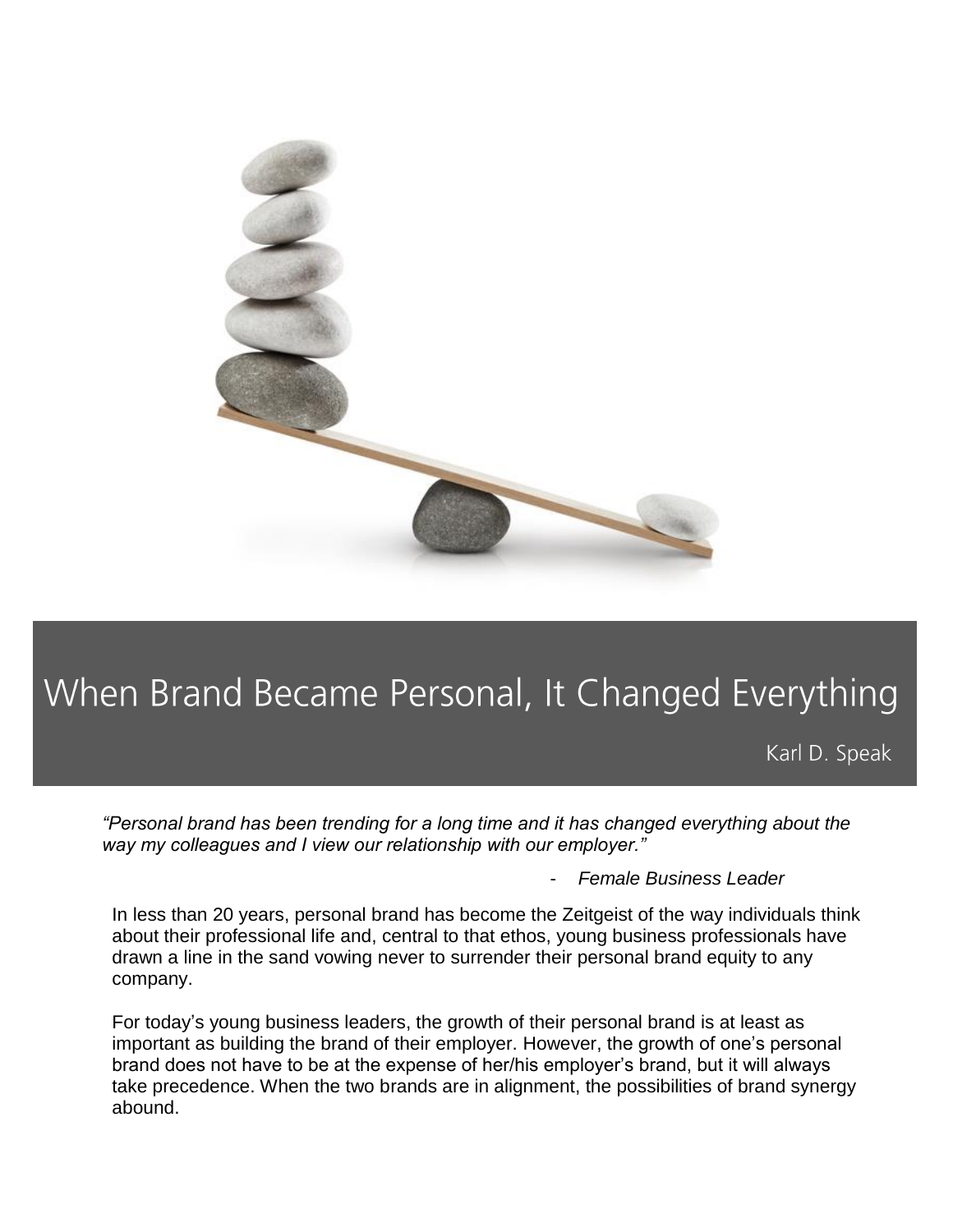# When Brand Became Personal, It Changed Everything

Karl D. Speak

*"Personal brand has been trending for a long time and it has changed everything about the way my colleagues and I view our relationship with our employer."*

- *Female Business Leader*

In less than 20 years, personal brand has become the Zeitgeist of the way individuals think about their professional life and, central to that ethos, young business professionals have drawn a line in the sand vowing never to surrender their personal brand equity to any company.

For today's young business leaders, the growth of their personal brand is at least as important as building the brand of their employer. However, the growth of one's personal brand does not have to be at the expense of her/his employer's brand, but it will always take precedence. When the two brands are in alignment, the possibilities of brand synergy abound.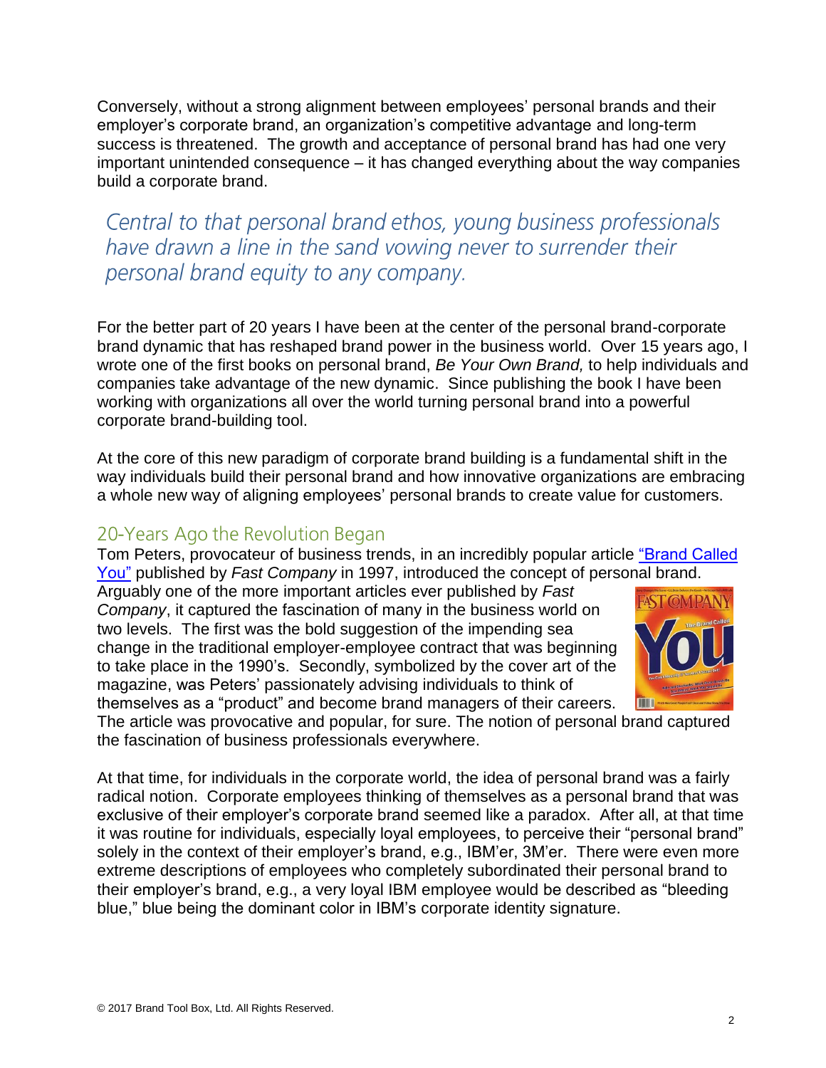Conversely, without a strong alignment between employees' personal brands and their employer's corporate brand, an organization's competitive advantage and long-term success is threatened. The growth and acceptance of personal brand has had one very important unintended consequence – it has changed everything about the way companies build a corporate brand.

> *Central to that personal brand ethos, young business professionals have drawn a line in the sand vowing never to surrender their personal brand equity to any company.*

For the better part of 20 years I have been at the center of the personal brand-corporate brand dynamic that has reshaped brand power in the business world. Over 15 years ago, I wrote one of the first books on personal brand, *Be Your Own Brand,* to help individuals and companies take advantage of the new dynamic. Since publishing the book I have been working with organizations all over the world turning personal brand into a powerful corporate brand-building tool.

At the core of this new paradigm of corporate brand building is a fundamental shift in the way individuals build their personal brand and how innovative organizations are embracing a whole new way of aligning employees' personal brands to create value for customers.

## 20-Years Ago the Revolution Began

Tom Peters, provocateur of business trends, in an incredibly popular article "Brand Called You" published by *Fast Company* in 1997, introduced the concept of personal brand. Arguably one of the more important articles ever published by *Fast Company*, it captured the fascination of many in the business world on two levels. The first was the bold suggestion of the impending sea change in the traditional employer-employee contract that was beginning to take place in the 1990's. Secondly, symbolized by the cover art of the magazine, was Peters' passionately advising individuals to think of themselves as a "product" and become brand managers of their careers. The article was provocative and popular, for sure. The notion of personal brand captured the fascination of business professionals everywhere.

At that time, for individuals in the corporate world, the idea of personal brand was a fairly radical notion. Corporate employees thinking of themselves as a personal brand that was exclusive of their employer's corporate brand seemed like a paradox. After all, at that time it was routine for individuals, especially loyal employees, to perceive their "personal brand" solely in the context of their employer's brand, e.g., IBM'er, 3M'er. There were even more extreme descriptions of employees who completely subordinated their personal brand to their employer's brand, e.g., a very loyal IBM employee would be described as "bleeding blue," blue being the dominant color in IBM's corporate identity signature.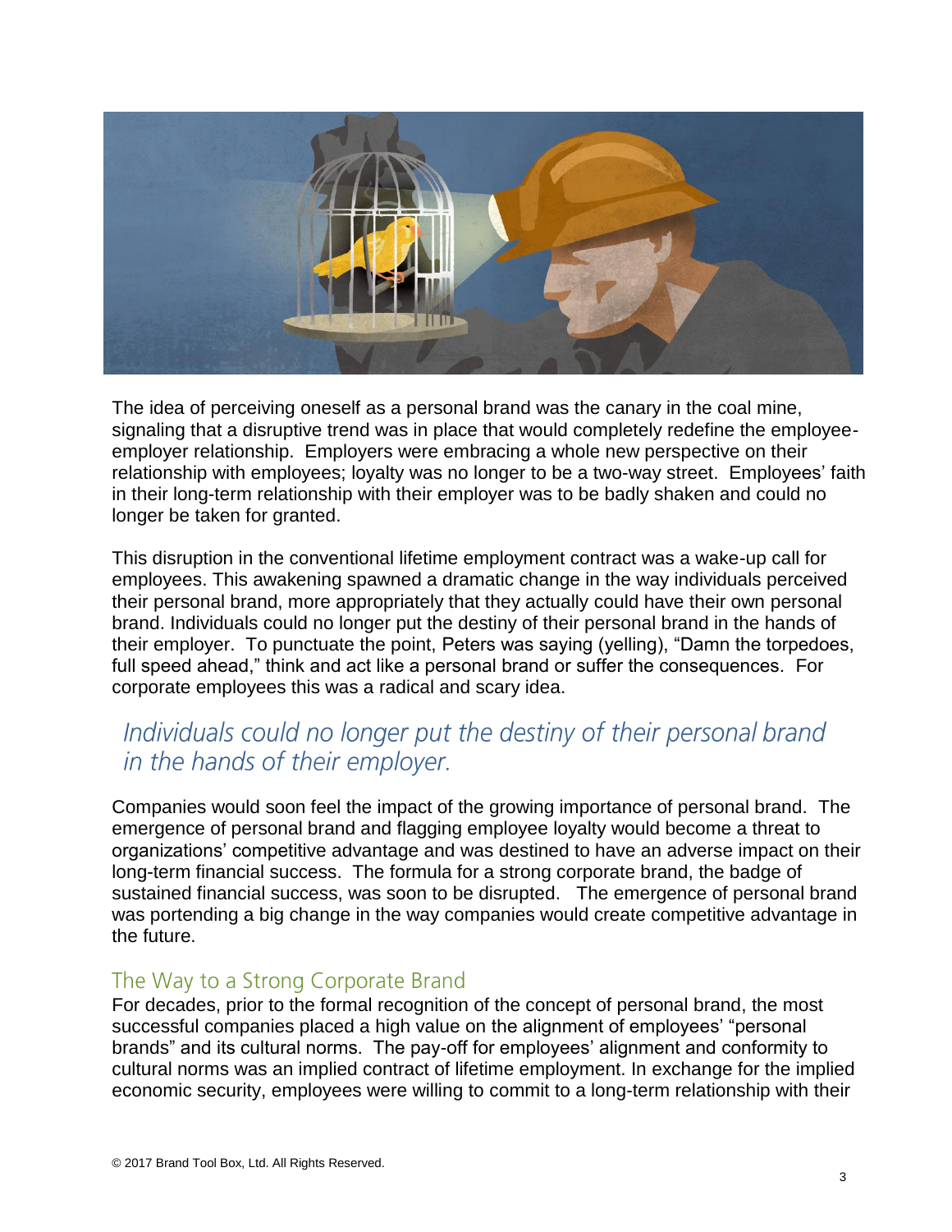The idea of perceiving oneself as a personal brand was the canary in the coal mine, signaling that a disruptive trend was in place that would completely redefine the employee-employer relationship. Employers were embracing a whole new perspective on their relationship with employees; loyalty was no longer to be a two-way street. Employees' faith in their long-term relationship with their employer was to be badly shaken and could no longer be taken for granted.

This disruption in the conventional lifetime employment contract was a wake-up call for employees. This awakening spawned a dramatic change in the way individuals perceived their personal brand, more appropriately that they actually could have their own personal brand. Individuals could no longer put the destiny of their personal brand in the hands of their employer. To punctuate the point, Peters was saying (yelling), "Damn the torpedoes, full speed ahead," think and act like a personal brand or suffer the consequences. For corporate employees this was a radical and scary idea.

> *Individuals could no longer put the destiny of their personal brand in the hands of their employer.*

Companies would soon feel the impact of the growing importance of personal brand. The emergence of personal brand and flagging employee loyalty would become a threat to organizations' competitive advantage and was destined to have an adverse impact on their long-term financial success. The formula for a strong corporate brand, the badge of sustained financial success, was soon to be disrupted. The emergence of personal brand was portending a big change in the way companies would create competitive advantage in the future.

## The Way to a Strong Corporate Brand

For decades, prior to the formal recognition of the concept of personal brand, the most successful companies placed a high value on the alignment of employees' "personal brands" and its cultural norms. The pay-off for employees' alignment and conformity to cultural norms was an implied contract of lifetime employment. In exchange for the implied economic security, employees were willing to commit to a long-term relationship with their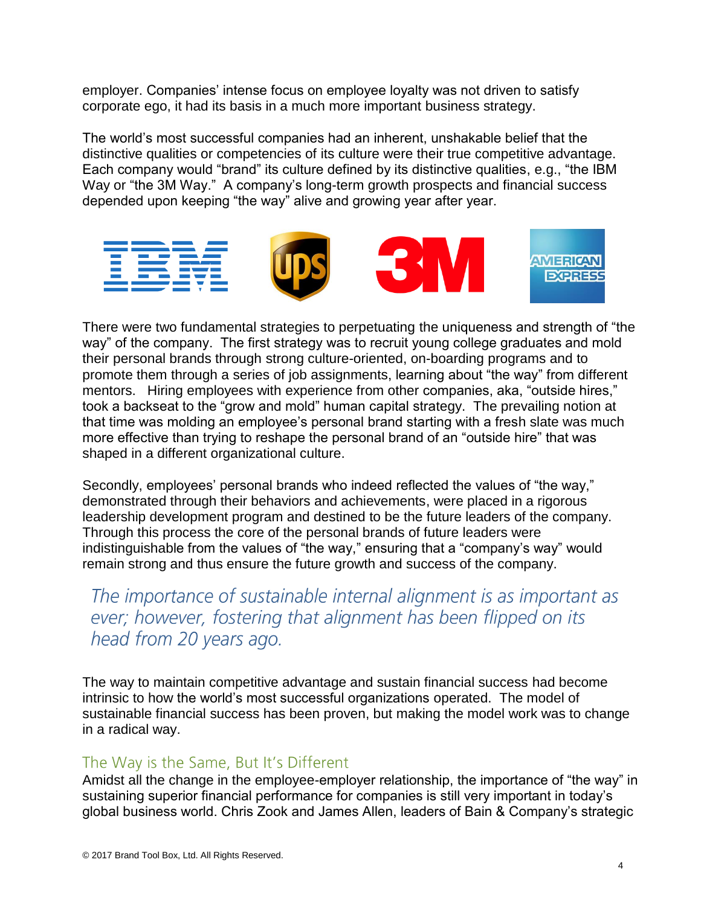employer. Companies' intense focus on employee loyalty was not driven to satisfy corporate ego, it had its basis in a much more important business strategy.

The world's most successful companies had an inherent, unshakable belief that the distinctive qualities or competencies of its culture were their true competitive advantage. Each company would "brand" its culture defined by its distinctive qualities, e.g., "the IBM Way or "the 3M Way." A company's long-term growth prospects and financial success depended upon keeping "the way" alive and growing year after year.

There were two fundamental strategies to perpetuating the uniqueness and strength of "the way" of the company. The first strategy was to recruit young college graduates and mold their personal brands through strong culture-oriented, on-boarding programs and to promote them through a series of job assignments, learning about "the way" from different mentors. Hiring employees with experience from other companies, aka, "outside hires," took a backseat to the "grow and mold" human capital strategy. The prevailing notion at that time was molding an employee's personal brand starting with a fresh slate was much more effective than trying to reshape the personal brand of an "outside hire" that was shaped in a different organizational culture.

Secondly, employees' personal brands who indeed reflected the values of "the way," demonstrated through their behaviors and achievements, were placed in a rigorous leadership development program and destined to be the future leaders of the company. Through this process the core of the personal brands of future leaders were indistinguishable from the values of "the way," ensuring that a "company's way" would remain strong and thus ensure the future growth and success of the company.

*The importance of sustainable internal alignment is as important as ever; however, fostering that alignment has been flipped on its head from 20 years ago.*

The way to maintain competitive advantage and sustain financial success had become intrinsic to how the world's most successful organizations operated. The model of sustainable financial success has been proven, but making the model work was to change in a radical way.

## The Way is the Same, But It's Different

Amidst all the change in the employee-employer relationship, the importance of "the way" in sustaining superior financial performance for companies is still very important in today's global business world. Chris Zook and James Allen, leaders of Bain & Company's strategic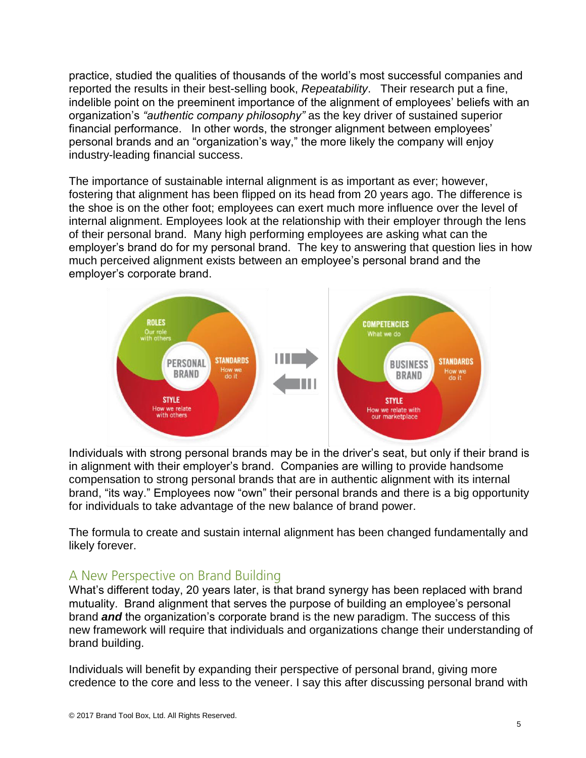practice, studied the qualities of thousands of the world's most successful companies and reported the results in their best-selling book, *Repeatability*. Their research put a fine, indelible point on the preeminent importance of the alignment of employees' beliefs with an organization's *"authentic company philosophy"* as the key driver of sustained superior financial performance. In other words, the stronger alignment between employees' personal brands and an "organization's way," the more likely the company will enjoy industry-leading financial success.

The importance of sustainable internal alignment is as important as ever; however, fostering that alignment has been flipped on its head from 20 years ago. The difference is the shoe is on the other foot; employees can exert much more influence over the level of internal alignment. Employees look at the relationship with their employer through the lens of their personal brand. Many high performing employees are asking what can the employer's brand do for my personal brand. The key to answering that question lies in how much perceived alignment exists between an employee's personal brand and the employer's corporate brand.

Individuals with strong personal brands may be in the driver's seat, but only if their brand is in alignment with their employer's brand. Companies are willing to provide handsome compensation to strong personal brands that are in authentic alignment with its internal brand, "its way." Employees now "own" their personal brands and there is a big opportunity for individuals to take advantage of the new balance of brand power.

The formula to create and sustain internal alignment has been changed fundamentally and likely forever.

## A New Perspective on Brand Building

What's different today, 20 years later, is that brand synergy has been replaced with brand mutuality. Brand alignment that serves the purpose of building an employee's personal brand ***and*** the organization's corporate brand is the new paradigm. The success of this new framework will require that individuals and organizations change their understanding of brand building.

Individuals will benefit by expanding their perspective of personal brand, giving more credence to the core and less to the veneer. I say this after discussing personal brand with

© 2017 Brand Tool Box, Ltd. All Rights Reserved.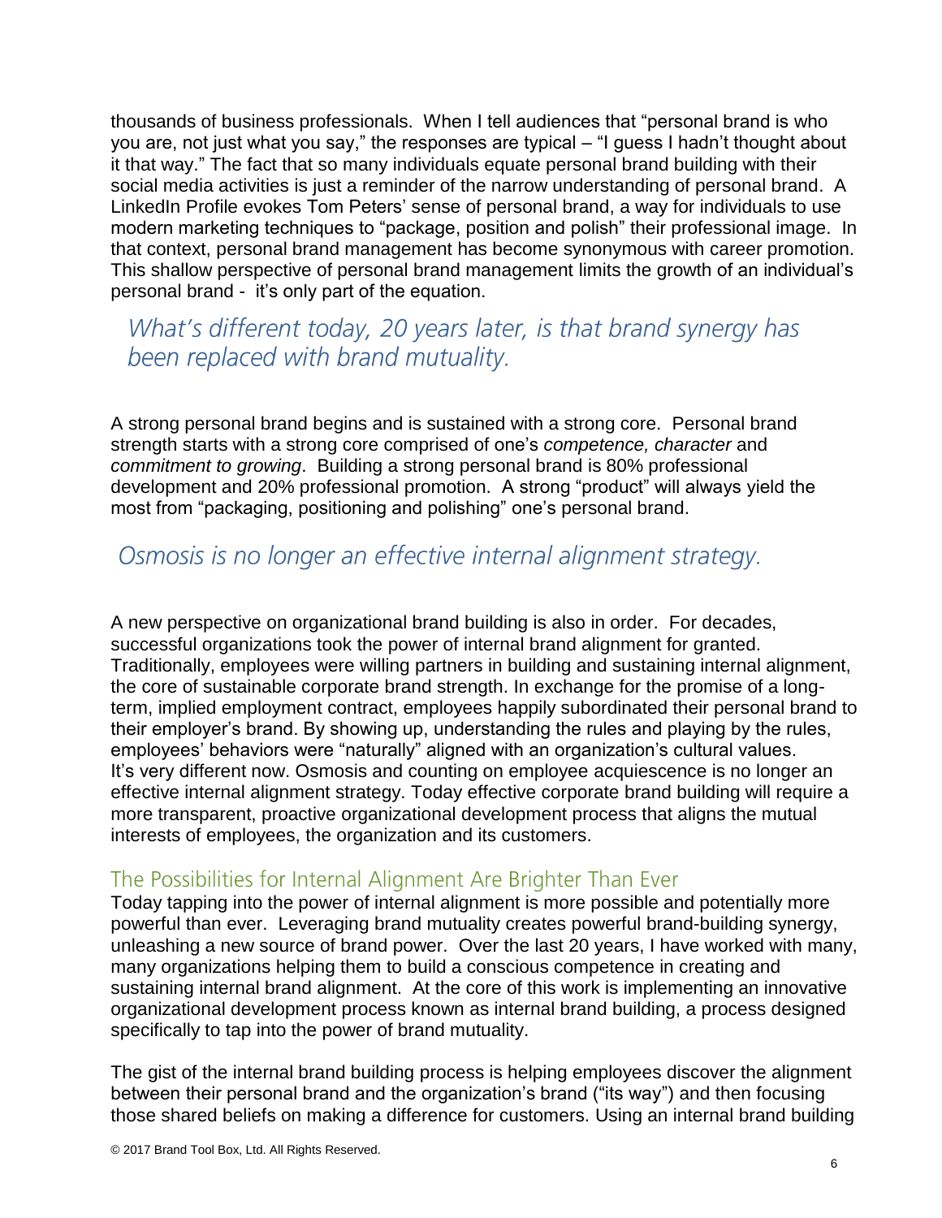thousands of business professionals. When I tell audiences that "personal brand is who you are, not just what you say," the responses are typical – "I guess I hadn't thought about it that way." The fact that so many individuals equate personal brand building with their social media activities is just a reminder of the narrow understanding of personal brand. A LinkedIn Profile evokes Tom Peters' sense of personal brand, a way for individuals to use modern marketing techniques to "package, position and polish" their professional image. In that context, personal brand management has become synonymous with career promotion. This shallow perspective of personal brand management limits the growth of an individual's personal brand - it's only part of the equation.

> *What's different today, 20 years later, is that brand synergy has been replaced with brand mutuality.*

A strong personal brand begins and is sustained with a strong core. Personal brand strength starts with a strong core comprised of one's *competence, character* and *commitment to growing*. Building a strong personal brand is 80% professional development and 20% professional promotion. A strong "product" will always yield the most from "packaging, positioning and polishing" one's personal brand.

> *Osmosis is no longer an effective internal alignment strategy.*

A new perspective on organizational brand building is also in order. For decades, successful organizations took the power of internal brand alignment for granted. Traditionally, employees were willing partners in building and sustaining internal alignment, the core of sustainable corporate brand strength. In exchange for the promise of a long-term, implied employment contract, employees happily subordinated their personal brand to their employer's brand. By showing up, understanding the rules and playing by the rules, employees' behaviors were "naturally" aligned with an organization's cultural values. It's very different now. Osmosis and counting on employee acquiescence is no longer an effective internal alignment strategy. Today effective corporate brand building will require a more transparent, proactive organizational development process that aligns the mutual interests of employees, the organization and its customers.

## The Possibilities for Internal Alignment Are Brighter Than Ever

Today tapping into the power of internal alignment is more possible and potentially more powerful than ever. Leveraging brand mutuality creates powerful brand-building synergy, unleashing a new source of brand power. Over the last 20 years, I have worked with many, many organizations helping them to build a conscious competence in creating and sustaining internal brand alignment. At the core of this work is implementing an innovative organizational development process known as internal brand building, a process designed specifically to tap into the power of brand mutuality.

The gist of the internal brand building process is helping employees discover the alignment between their personal brand and the organization's brand ("its way") and then focusing those shared beliefs on making a difference for customers. Using an internal brand building

© 2017 Brand Tool Box, Ltd. All Rights Reserved.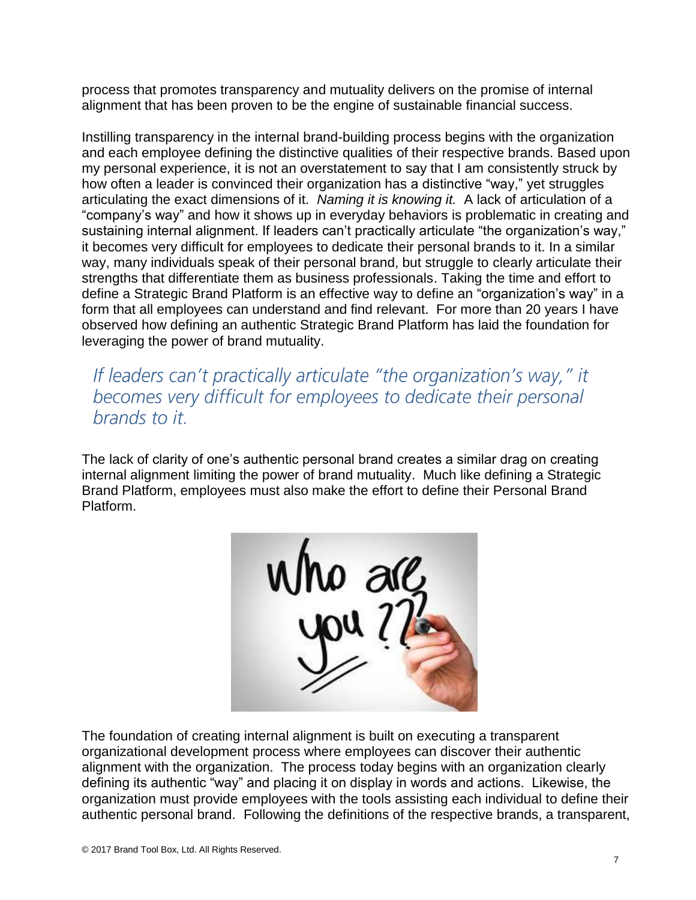process that promotes transparency and mutuality delivers on the promise of internal alignment that has been proven to be the engine of sustainable financial success.

Instilling transparency in the internal brand-building process begins with the organization and each employee defining the distinctive qualities of their respective brands. Based upon my personal experience, it is not an overstatement to say that I am consistently struck by how often a leader is convinced their organization has a distinctive "way," yet struggles articulating the exact dimensions of it. *Naming it is knowing it.* A lack of articulation of a "company's way" and how it shows up in everyday behaviors is problematic in creating and sustaining internal alignment. If leaders can't practically articulate "the organization's way," it becomes very difficult for employees to dedicate their personal brands to it. In a similar way, many individuals speak of their personal brand, but struggle to clearly articulate their strengths that differentiate them as business professionals. Taking the time and effort to define a Strategic Brand Platform is an effective way to define an "organization's way" in a form that all employees can understand and find relevant. For more than 20 years I have observed how defining an authentic Strategic Brand Platform has laid the foundation for leveraging the power of brand mutuality.

> *If leaders can't practically articulate "the organization's way," it becomes very difficult for employees to dedicate their personal brands to it.*

The lack of clarity of one's authentic personal brand creates a similar drag on creating internal alignment limiting the power of brand mutuality. Much like defining a Strategic Brand Platform, employees must also make the effort to define their Personal Brand Platform.

The foundation of creating internal alignment is built on executing a transparent organizational development process where employees can discover their authentic alignment with the organization. The process today begins with an organization clearly defining its authentic "way" and placing it on display in words and actions. Likewise, the organization must provide employees with the tools assisting each individual to define their authentic personal brand. Following the definitions of the respective brands, a transparent,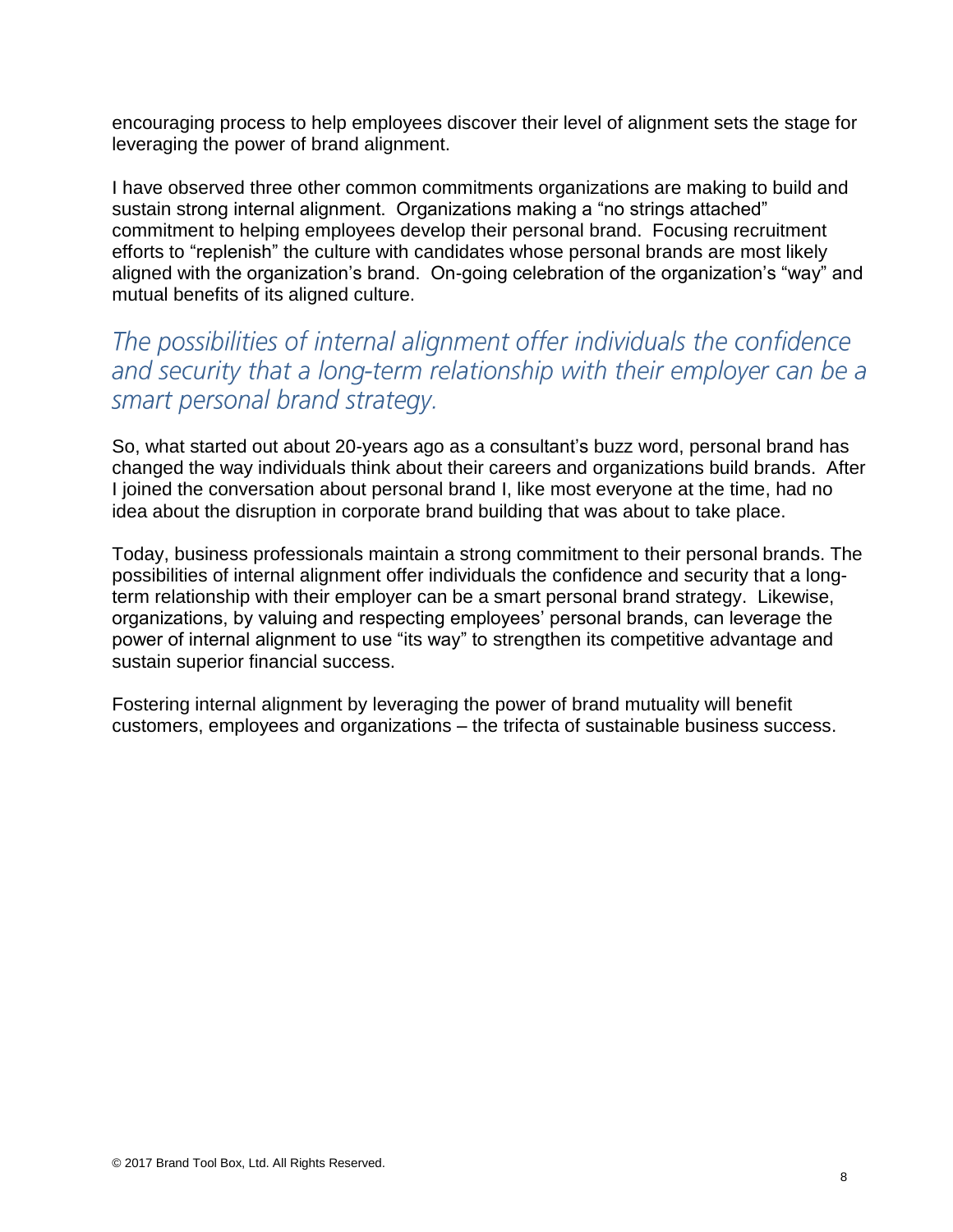encouraging process to help employees discover their level of alignment sets the stage for leveraging the power of brand alignment.

I have observed three other common commitments organizations are making to build and sustain strong internal alignment. Organizations making a "no strings attached" commitment to helping employees develop their personal brand. Focusing recruitment efforts to "replenish" the culture with candidates whose personal brands are most likely aligned with the organization's brand. On-going celebration of the organization's "way" and mutual benefits of its aligned culture.

> *The possibilities of internal alignment offer individuals the confidence and security that a long-term relationship with their employer can be a smart personal brand strategy.*

So, what started out about 20-years ago as a consultant's buzz word, personal brand has changed the way individuals think about their careers and organizations build brands. After I joined the conversation about personal brand I, like most everyone at the time, had no idea about the disruption in corporate brand building that was about to take place.

Today, business professionals maintain a strong commitment to their personal brands. The possibilities of internal alignment offer individuals the confidence and security that a long-term relationship with their employer can be a smart personal brand strategy. Likewise, organizations, by valuing and respecting employees' personal brands, can leverage the power of internal alignment to use "its way" to strengthen its competitive advantage and sustain superior financial success.

Fostering internal alignment by leveraging the power of brand mutuality will benefit customers, employees and organizations – the trifecta of sustainable business success.

© 2017 Brand Tool Box, Ltd. All Rights Reserved.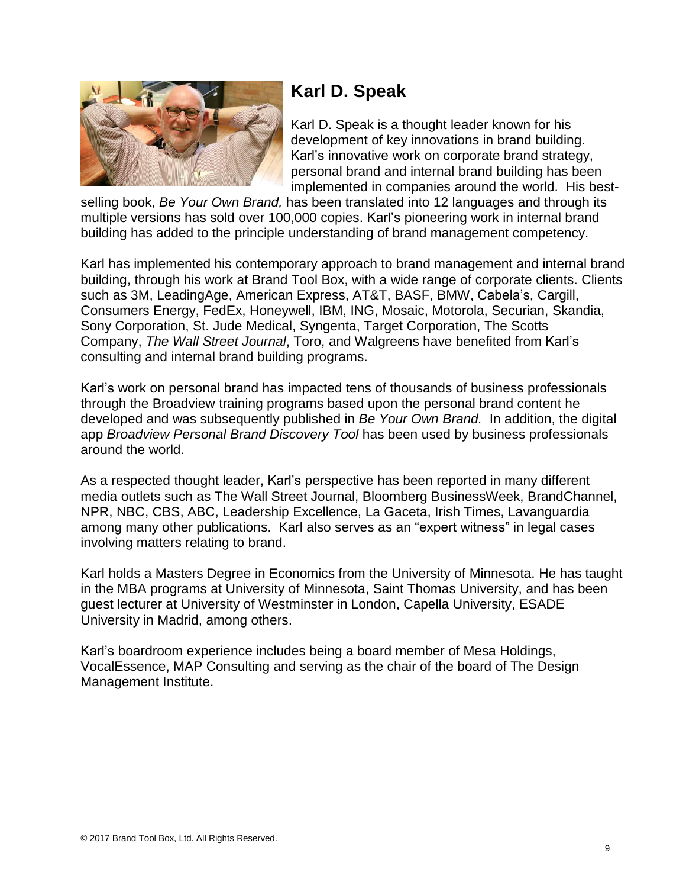## Karl D. Speak

Karl D. Speak is a thought leader known for his development of key innovations in brand building. Karl's innovative work on corporate brand strategy, personal brand and internal brand building has been implemented in companies around the world. His best-selling book, *Be Your Own Brand,* has been translated into 12 languages and through its multiple versions has sold over 100,000 copies. Karl's pioneering work in internal brand building has added to the principle understanding of brand management competency.

Karl has implemented his contemporary approach to brand management and internal brand building, through his work at Brand Tool Box, with a wide range of corporate clients. Clients such as 3M, LeadingAge, American Express, AT&T, BASF, BMW, Cabela's, Cargill, Consumers Energy, FedEx, Honeywell, IBM, ING, Mosaic, Motorola, Securian, Skandia, Sony Corporation, St. Jude Medical, Syngenta, Target Corporation, The Scotts Company, *The Wall Street Journal*, Toro, and Walgreens have benefited from Karl's consulting and internal brand building programs.

Karl's work on personal brand has impacted tens of thousands of business professionals through the Broadview training programs based upon the personal brand content he developed and was subsequently published in *Be Your Own Brand.* In addition, the digital app *Broadview Personal Brand Discovery Tool* has been used by business professionals around the world.

As a respected thought leader, Karl's perspective has been reported in many different media outlets such as The Wall Street Journal, Bloomberg BusinessWeek, BrandChannel, NPR, NBC, CBS, ABC, Leadership Excellence, La Gaceta, Irish Times, Lavanguardia among many other publications. Karl also serves as an "expert witness" in legal cases involving matters relating to brand.

Karl holds a Masters Degree in Economics from the University of Minnesota. He has taught in the MBA programs at University of Minnesota, Saint Thomas University, and has been guest lecturer at University of Westminster in London, Capella University, ESADE University in Madrid, among others.

Karl's boardroom experience includes being a board member of Mesa Holdings, VocalEssence, MAP Consulting and serving as the chair of the board of The Design Management Institute.

© 2017 Brand Tool Box, Ltd. All Rights Reserved.